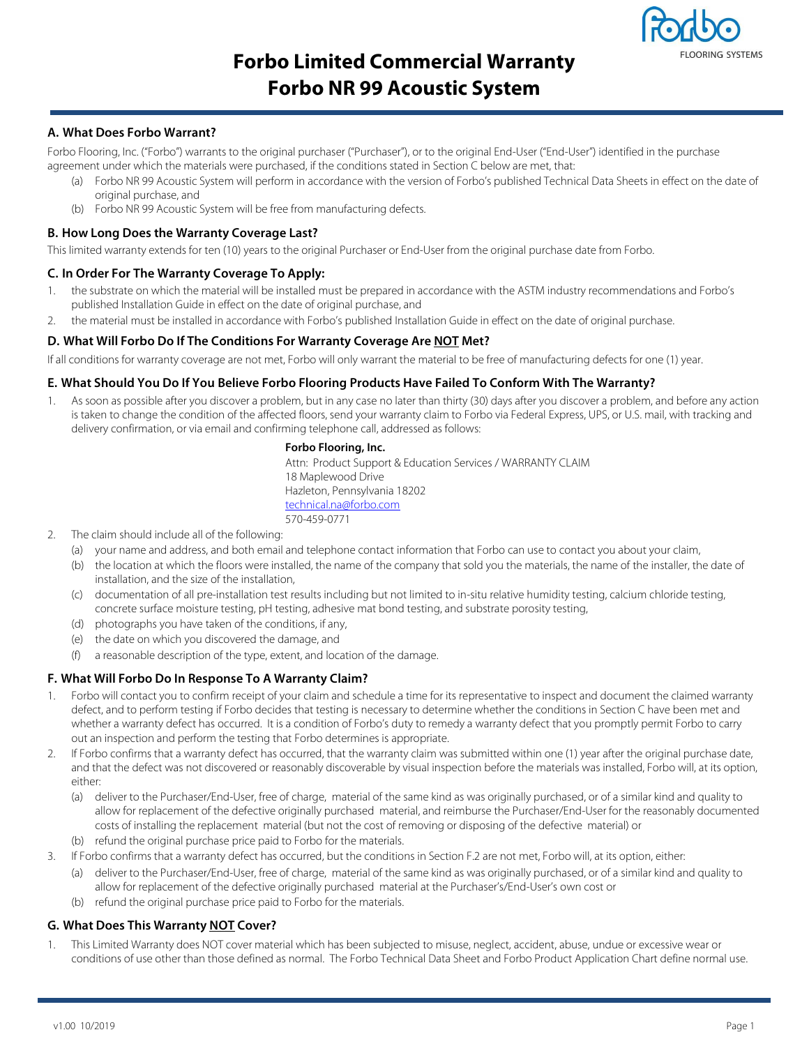# Forbo Limited Commercial Warranty
# Forbo NR 99 Acoustic System

FLOORING SYSTEMS

### A. What Does Forbo Warrant?

Forbo Flooring, Inc. ("Forbo") warrants to the original purchaser ("Purchaser"), or to the original End-User ("End-User") identified in the purchase agreement under which the materials were purchased, if the conditions stated in Section C below are met, that:

(a) Forbo NR 99 Acoustic System will perform in accordance with the version of Forbo's published Technical Data Sheets in effect on the date of original purchase, and

(b) Forbo NR 99 Acoustic System will be free from manufacturing defects.

### B. How Long Does the Warranty Coverage Last?

This limited warranty extends for ten (10) years to the original Purchaser or End-User from the original purchase date from Forbo.

### C. In Order For The Warranty Coverage To Apply:

1. the substrate on which the material will be installed must be prepared in accordance with the ASTM industry recommendations and Forbo's published Installation Guide in effect on the date of original purchase, and
2. the material must be installed in accordance with Forbo's published Installation Guide in effect on the date of original purchase.

### D. What Will Forbo Do If The Conditions For Warranty Coverage Are NOT Met?

If all conditions for warranty coverage are not met, Forbo will only warrant the material to be free of manufacturing defects for one (1) year.

### E. What Should You Do If You Believe Forbo Flooring Products Have Failed To Conform With The Warranty?

1. As soon as possible after you discover a problem, but in any case no later than thirty (30) days after you discover a problem, and before any action is taken to change the condition of the affected floors, send your warranty claim to Forbo via Federal Express, UPS, or U.S. mail, with tracking and delivery confirmation, or via email and confirming telephone call, addressed as follows:

   **Forbo Flooring, Inc.**
   Attn: Product Support & Education Services / WARRANTY CLAIM
   18 Maplewood Drive
   Hazleton, Pennsylvania 18202
   technical.na@forbo.com
   570-459-0771

2. The claim should include all of the following:
   (a) your name and address, and both email and telephone contact information that Forbo can use to contact you about your claim,
   (b) the location at which the floors were installed, the name of the company that sold you the materials, the name of the installer, the date of installation, and the size of the installation,
   (c) documentation of all pre-installation test results including but not limited to in-situ relative humidity testing, calcium chloride testing, concrete surface moisture testing, pH testing, adhesive mat bond testing, and substrate porosity testing,
   (d) photographs you have taken of the conditions, if any,
   (e) the date on which you discovered the damage, and
   (f) a reasonable description of the type, extent, and location of the damage.

### F. What Will Forbo Do In Response To A Warranty Claim?

1. Forbo will contact you to confirm receipt of your claim and schedule a time for its representative to inspect and document the claimed warranty defect, and to perform testing if Forbo decides that testing is necessary to determine whether the conditions in Section C have been met and whether a warranty defect has occurred. It is a condition of Forbo's duty to remedy a warranty defect that you promptly permit Forbo to carry out an inspection and perform the testing that Forbo determines is appropriate.
2. If Forbo confirms that a warranty defect has occurred, that the warranty claim was submitted within one (1) year after the original purchase date, and that the defect was not discovered or reasonably discoverable by visual inspection before the materials was installed, Forbo will, at its option, either:
   (a) deliver to the Purchaser/End-User, free of charge, material of the same kind as was originally purchased, or of a similar kind and quality to allow for replacement of the defective originally purchased material, and reimburse the Purchaser/End-User for the reasonably documented costs of installing the replacement material (but not the cost of removing or disposing of the defective material) or
   (b) refund the original purchase price paid to Forbo for the materials.
3. If Forbo confirms that a warranty defect has occurred, but the conditions in Section F.2 are not met, Forbo will, at its option, either:
   (a) deliver to the Purchaser/End-User, free of charge, material of the same kind as was originally purchased, or of a similar kind and quality to allow for replacement of the defective originally purchased material at the Purchaser's/End-User's own cost or
   (b) refund the original purchase price paid to Forbo for the materials.

### G. What Does This Warranty NOT Cover?

1. This Limited Warranty does NOT cover material which has been subjected to misuse, neglect, accident, abuse, undue or excessive wear or conditions of use other than those defined as normal. The Forbo Technical Data Sheet and Forbo Product Application Chart define normal use.

v1.00 10/2019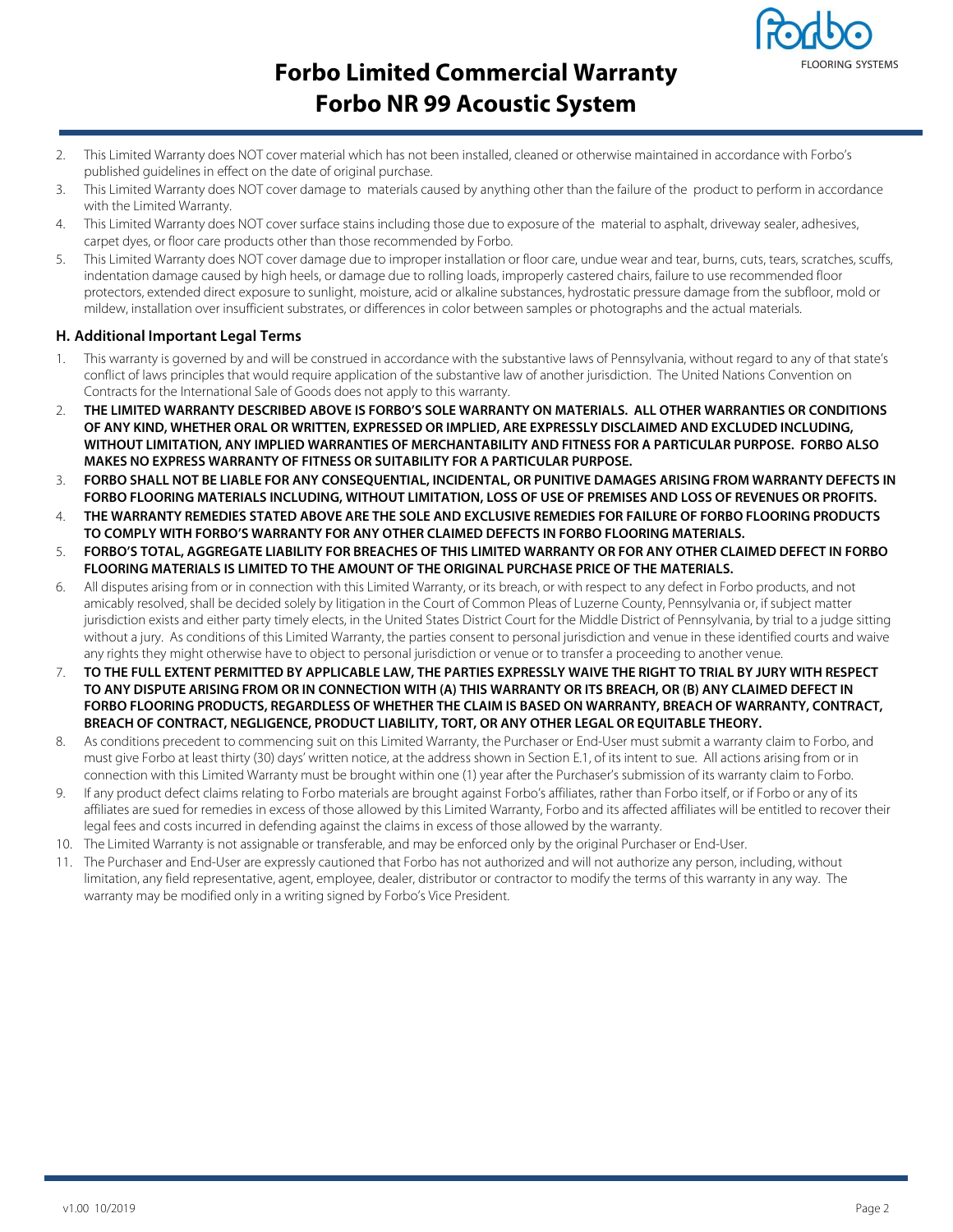# Forbo Limited Commercial Warranty
# Forbo NR 99 Acoustic System

2. This Limited Warranty does NOT cover material which has not been installed, cleaned or otherwise maintained in accordance with Forbo's published guidelines in effect on the date of original purchase.
3. This Limited Warranty does NOT cover damage to materials caused by anything other than the failure of the product to perform in accordance with the Limited Warranty.
4. This Limited Warranty does NOT cover surface stains including those due to exposure of the material to asphalt, driveway sealer, adhesives, carpet dyes, or floor care products other than those recommended by Forbo.
5. This Limited Warranty does NOT cover damage due to improper installation or floor care, undue wear and tear, burns, cuts, tears, scratches, scuffs, indentation damage caused by high heels, or damage due to rolling loads, improperly castered chairs, failure to use recommended floor protectors, extended direct exposure to sunlight, moisture, acid or alkaline substances, hydrostatic pressure damage from the subfloor, mold or mildew, installation over insufficient substrates, or differences in color between samples or photographs and the actual materials.

### H. Additional Important Legal Terms

1. This warranty is governed by and will be construed in accordance with the substantive laws of Pennsylvania, without regard to any of that state's conflict of laws principles that would require application of the substantive law of another jurisdiction. The United Nations Convention on Contracts for the International Sale of Goods does not apply to this warranty.
2. **THE LIMITED WARRANTY DESCRIBED ABOVE IS FORBO'S SOLE WARRANTY ON MATERIALS. ALL OTHER WARRANTIES OR CONDITIONS OF ANY KIND, WHETHER ORAL OR WRITTEN, EXPRESSED OR IMPLIED, ARE EXPRESSLY DISCLAIMED AND EXCLUDED INCLUDING, WITHOUT LIMITATION, ANY IMPLIED WARRANTIES OF MERCHANTABILITY AND FITNESS FOR A PARTICULAR PURPOSE. FORBO ALSO MAKES NO EXPRESS WARRANTY OF FITNESS OR SUITABILITY FOR A PARTICULAR PURPOSE.**
3. **FORBO SHALL NOT BE LIABLE FOR ANY CONSEQUENTIAL, INCIDENTAL, OR PUNITIVE DAMAGES ARISING FROM WARRANTY DEFECTS IN FORBO FLOORING MATERIALS INCLUDING, WITHOUT LIMITATION, LOSS OF USE OF PREMISES AND LOSS OF REVENUES OR PROFITS.**
4. **THE WARRANTY REMEDIES STATED ABOVE ARE THE SOLE AND EXCLUSIVE REMEDIES FOR FAILURE OF FORBO FLOORING PRODUCTS TO COMPLY WITH FORBO'S WARRANTY FOR ANY OTHER CLAIMED DEFECTS IN FORBO FLOORING MATERIALS.**
5. **FORBO'S TOTAL, AGGREGATE LIABILITY FOR BREACHES OF THIS LIMITED WARRANTY OR FOR ANY OTHER CLAIMED DEFECT IN FORBO FLOORING MATERIALS IS LIMITED TO THE AMOUNT OF THE ORIGINAL PURCHASE PRICE OF THE MATERIALS.**
6. All disputes arising from or in connection with this Limited Warranty, or its breach, or with respect to any defect in Forbo products, and not amicably resolved, shall be decided solely by litigation in the Court of Common Pleas of Luzerne County, Pennsylvania or, if subject matter jurisdiction exists and either party timely elects, in the United States District Court for the Middle District of Pennsylvania, by trial to a judge sitting without a jury. As conditions of this Limited Warranty, the parties consent to personal jurisdiction and venue in these identified courts and waive any rights they might otherwise have to object to personal jurisdiction or venue or to transfer a proceeding to another venue.
7. **TO THE FULL EXTENT PERMITTED BY APPLICABLE LAW, THE PARTIES EXPRESSLY WAIVE THE RIGHT TO TRIAL BY JURY WITH RESPECT TO ANY DISPUTE ARISING FROM OR IN CONNECTION WITH (A) THIS WARRANTY OR ITS BREACH, OR (B) ANY CLAIMED DEFECT IN FORBO FLOORING PRODUCTS, REGARDLESS OF WHETHER THE CLAIM IS BASED ON WARRANTY, BREACH OF WARRANTY, CONTRACT, BREACH OF CONTRACT, NEGLIGENCE, PRODUCT LIABILITY, TORT, OR ANY OTHER LEGAL OR EQUITABLE THEORY.**
8. As conditions precedent to commencing suit on this Limited Warranty, the Purchaser or End-User must submit a warranty claim to Forbo, and must give Forbo at least thirty (30) days' written notice, at the address shown in Section E.1, of its intent to sue. All actions arising from or in connection with this Limited Warranty must be brought within one (1) year after the Purchaser's submission of its warranty claim to Forbo.
9. If any product defect claims relating to Forbo materials are brought against Forbo's affiliates, rather than Forbo itself, or if Forbo or any of its affiliates are sued for remedies in excess of those allowed by this Limited Warranty, Forbo and its affected affiliates will be entitled to recover their legal fees and costs incurred in defending against the claims in excess of those allowed by the warranty.
10. The Limited Warranty is not assignable or transferable, and may be enforced only by the original Purchaser or End-User.
11. The Purchaser and End-User are expressly cautioned that Forbo has not authorized and will not authorize any person, including, without limitation, any field representative, agent, employee, dealer, distributor or contractor to modify the terms of this warranty in any way. The warranty may be modified only in a writing signed by Forbo's Vice President.

v1.00 10/2019